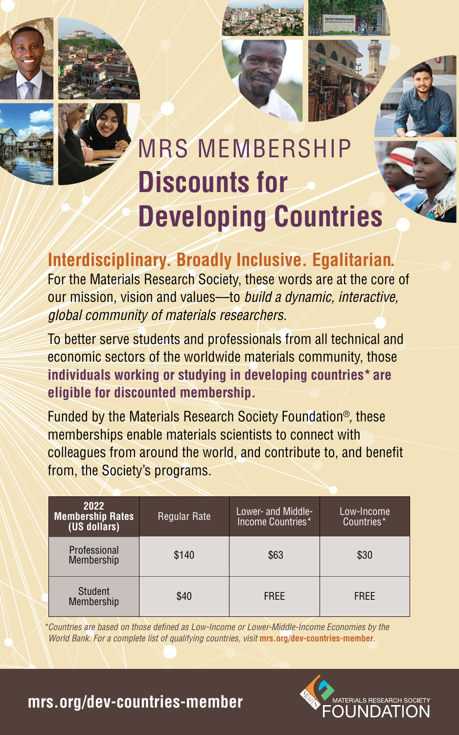# MRS MEMBERSHIP
# Discounts for Developing Countries

## Interdisciplinary. Broadly Inclusive. Egalitarian.

For the Materials Research Society, these words are at the core of our mission, vision and values—to *build a dynamic, interactive, global community of materials researchers.*

To better serve students and professionals from all technical and economic sectors of the worldwide materials community, those **individuals working or studying in developing countries* are eligible for discounted membership.**

Funded by the Materials Research Society Foundation®, these memberships enable materials scientists to connect with colleagues from around the world, and contribute to, and benefit from, the Society's programs.

| 2022 Membership Rates (US dollars) | Regular Rate | Lower- and Middle-Income Countries* | Low-Income Countries* |
|---|---|---|---|
| Professional Membership | $140 | $63 | $30 |
| Student Membership | $40 | FREE | FREE |

*\*Countries are based on those defined as Low-Income or Lower-Middle-Income Economies by the World Bank. For a complete list of qualifying countries, visit* **mrs.org/dev-countries-member**.

**mrs.org/dev-countries-member**

MATERIALS RESEARCH SOCIETY FOUNDATION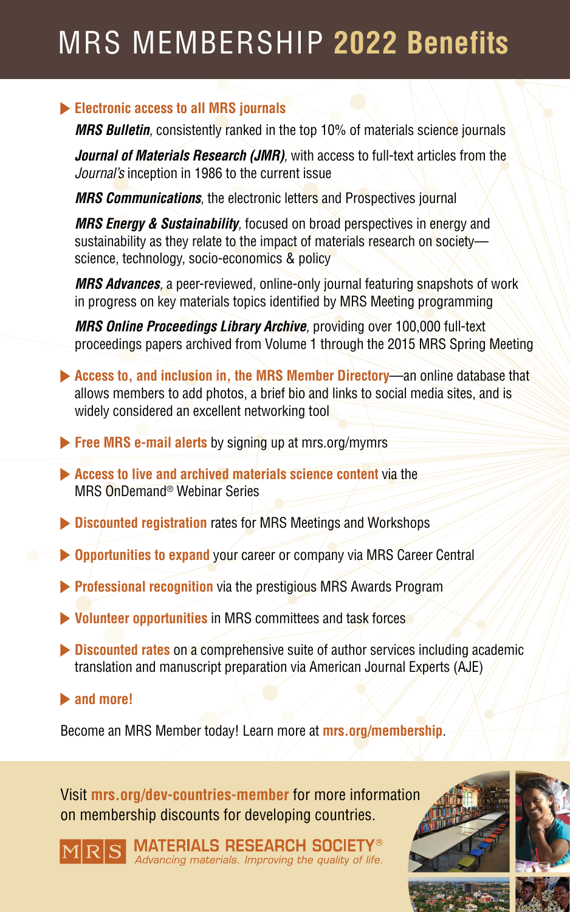# MRS MEMBERSHIP **2022 Benefits**

- **Electronic access to all MRS journals**

  ***MRS Bulletin***, consistently ranked in the top 10% of materials science journals

  ***Journal of Materials Research (JMR)***, with access to full-text articles from the *Journal's* inception in 1986 to the current issue

  ***MRS Communications***, the electronic letters and Prospectives journal

  ***MRS Energy & Sustainability***, focused on broad perspectives in energy and sustainability as they relate to the impact of materials research on society—science, technology, socio-economics & policy

  ***MRS Advances***, a peer-reviewed, online-only journal featuring snapshots of work in progress on key materials topics identified by MRS Meeting programming

  ***MRS Online Proceedings Library Archive***, providing over 100,000 full-text proceedings papers archived from Volume 1 through the 2015 MRS Spring Meeting

- **Access to, and inclusion in, the MRS Member Directory**—an online database that allows members to add photos, a brief bio and links to social media sites, and is widely considered an excellent networking tool
- **Free MRS e-mail alerts** by signing up at mrs.org/mymrs
- **Access to live and archived materials science content** via the MRS OnDemand® Webinar Series
- **Discounted registration** rates for MRS Meetings and Workshops
- **Opportunities to expand** your career or company via MRS Career Central
- **Professional recognition** via the prestigious MRS Awards Program
- **Volunteer opportunities** in MRS committees and task forces
- **Discounted rates** on a comprehensive suite of author services including academic translation and manuscript preparation via American Journal Experts (AJE)
- **and more!**

Become an MRS Member today! Learn more at **mrs.org/membership**.

Visit **mrs.org/dev-countries-member** for more information on membership discounts for developing countries.

**MATERIALS RESEARCH SOCIETY®**
*Advancing materials. Improving the quality of life.*